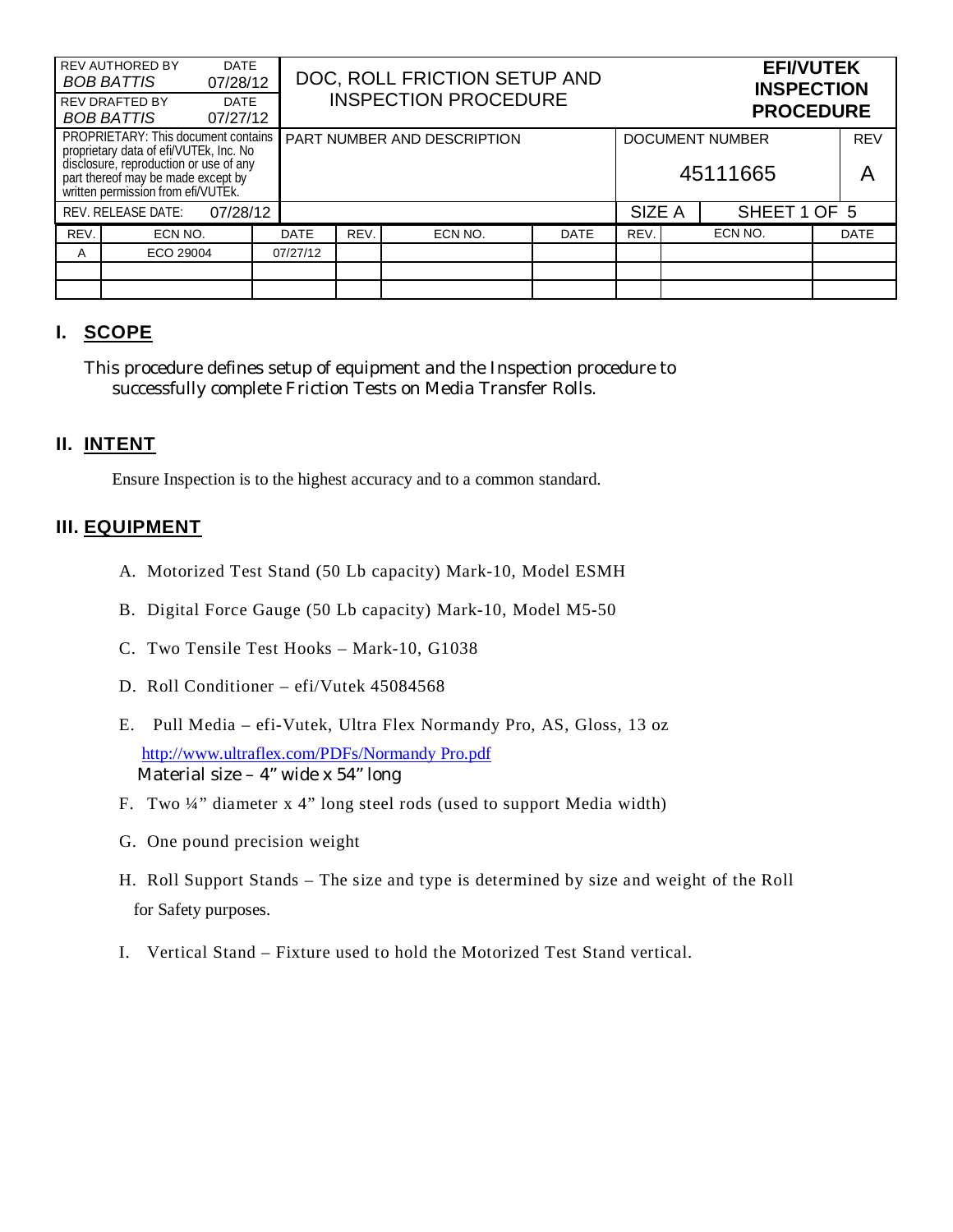| REV AUTHORED BY *BOB BATTIS* | DATE 07/28/12 | DOC, ROLL FRICTION SETUP AND INSPECTION PROCEDURE | | | | | | **EFI/VUTEK INSPECTION PROCEDURE** | | |
|---|---|---|---|---|---|---|---|---|---|---|
| REV DRAFTED BY *BOB BATTIS* | DATE 07/27/12 | | | | | | | | | |
| PROPRIETARY: This document contains proprietary data of efi/VUTEk, Inc. No disclosure, reproduction or use of any part thereof may be made except by written permission from efi/VUTEk. | | PART NUMBER AND DESCRIPTION | | | | DOCUMENT NUMBER 45111665 | | | | REV A |
| REV. RELEASE DATE: | 07/28/12 | | | | | SIZE A | | SHEET 1 OF 5 | | |

| REV. | ECN NO. | DATE | REV. | ECN NO. | DATE | REV. | ECN NO. | DATE |
|---|---|---|---|---|---|---|---|---|
| A | ECO 29004 | 07/27/12 | | | | | | |
| | | | | | | | | |
| | | | | | | | | |

## I. SCOPE

This procedure defines setup of equipment and the Inspection procedure to successfully complete Friction Tests on Media Transfer Rolls.

## II. INTENT

Ensure Inspection is to the highest accuracy and to a common standard.

## III. EQUIPMENT

A. Motorized Test Stand (50 Lb capacity) Mark-10, Model ESMH

B. Digital Force Gauge (50 Lb capacity) Mark-10, Model M5-50

C. Two Tensile Test Hooks – Mark-10, G1038

D. Roll Conditioner – efi/Vutek 45084568

E. Pull Media – efi-Vutek, Ultra Flex Normandy Pro, AS, Gloss, 13 oz
http://www.ultraflex.com/PDFs/Normandy Pro.pdf
Material size – 4" wide x 54" long

F. Two ¼" diameter x 4" long steel rods (used to support Media width)

G. One pound precision weight

H. Roll Support Stands – The size and type is determined by size and weight of the Roll for Safety purposes.

I. Vertical Stand – Fixture used to hold the Motorized Test Stand vertical.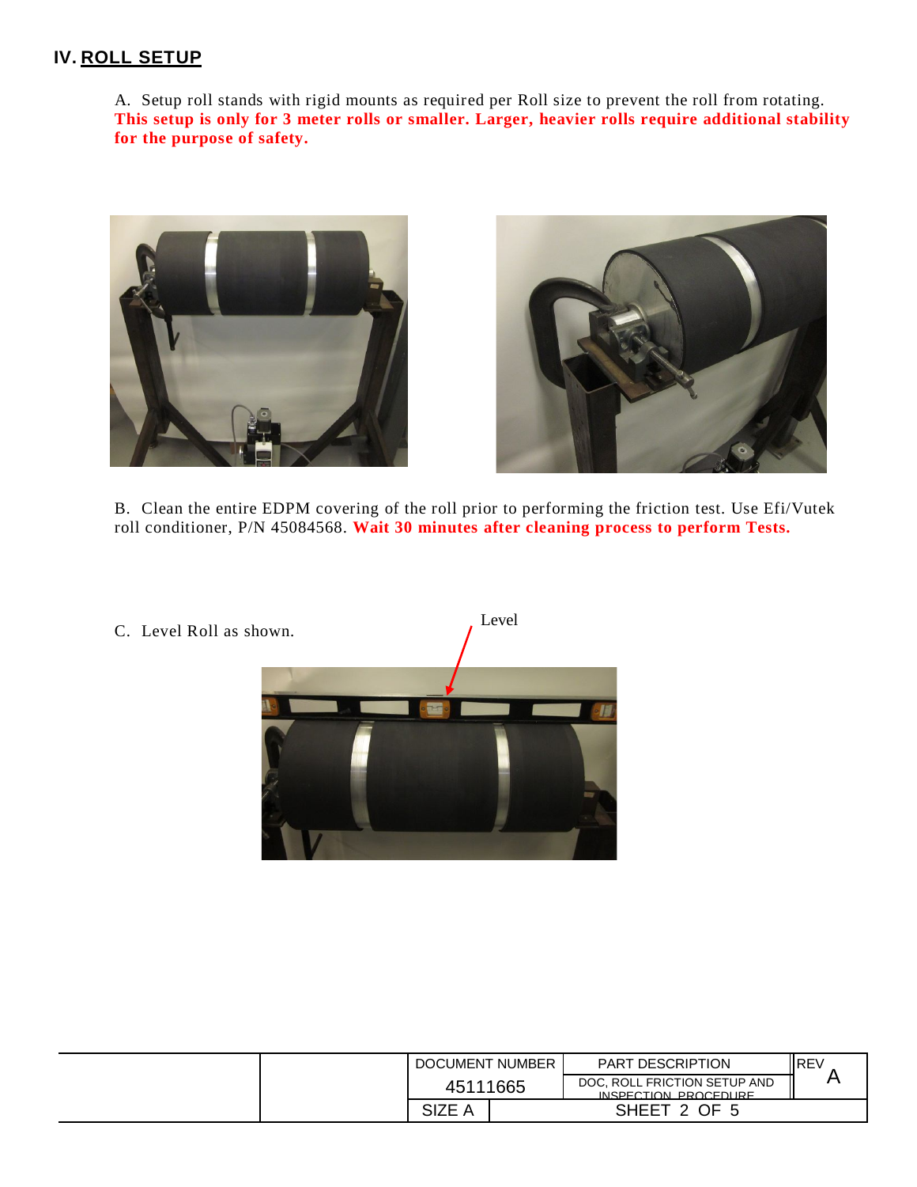## IV. ROLL SETUP

A. Setup roll stands with rigid mounts as required per Roll size to prevent the roll from rotating. **This setup is only for 3 meter rolls or smaller. Larger, heavier rolls require additional stability for the purpose of safety.**

B. Clean the entire EDPM covering of the roll prior to performing the friction test. Use Efi/Vutek roll conditioner, P/N 45084568. **Wait 30 minutes after cleaning process to perform Tests.**

C. Level Roll as shown.

Level

| DOCUMENT NUMBER | PART DESCRIPTION | REV |
|---|---|---|
| 45111665 | DOC, ROLL FRICTION SETUP AND INSPECTION PROCEDURE | A |
| SIZE A | SHEET 2 OF 5 | |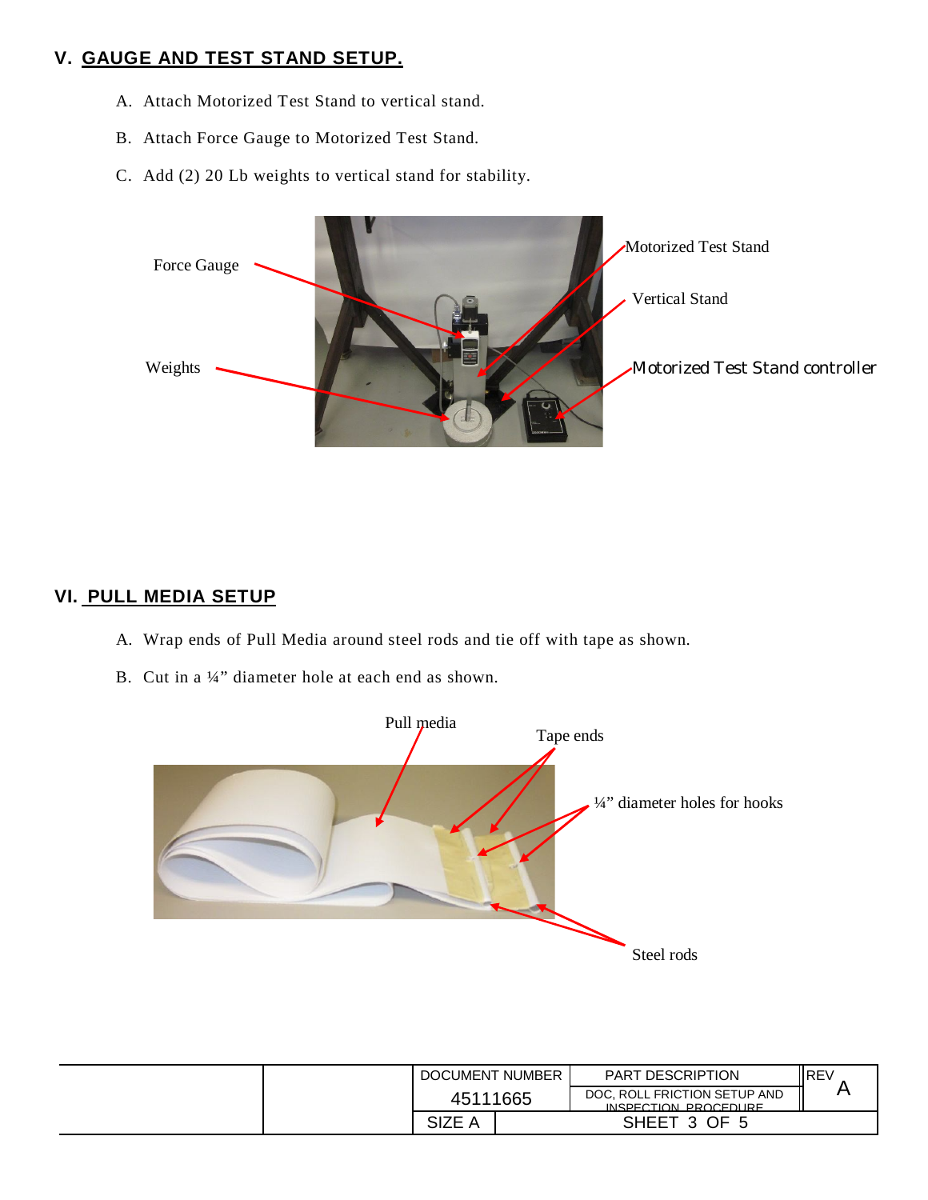## V. GAUGE AND TEST STAND SETUP.

A. Attach Motorized Test Stand to vertical stand.

B. Attach Force Gauge to Motorized Test Stand.

C. Add (2) 20 Lb weights to vertical stand for stability.

Force Gauge

Weights

Motorized Test Stand

Vertical Stand

Motorized Test Stand controller

## VI. PULL MEDIA SETUP

A. Wrap ends of Pull Media around steel rods and tie off with tape as shown.

B. Cut in a ¼" diameter hole at each end as shown.

Pull media

Tape ends

¼" diameter holes for hooks

Steel rods

| | | DOCUMENT NUMBER | PART DESCRIPTION | REV |
|---|---|---|---|---|
| | | 45111665 | DOC, ROLL FRICTION SETUP AND INSPECTION PROCEDURE | A |
| | | SIZE A | SHEET 3 OF 5 | |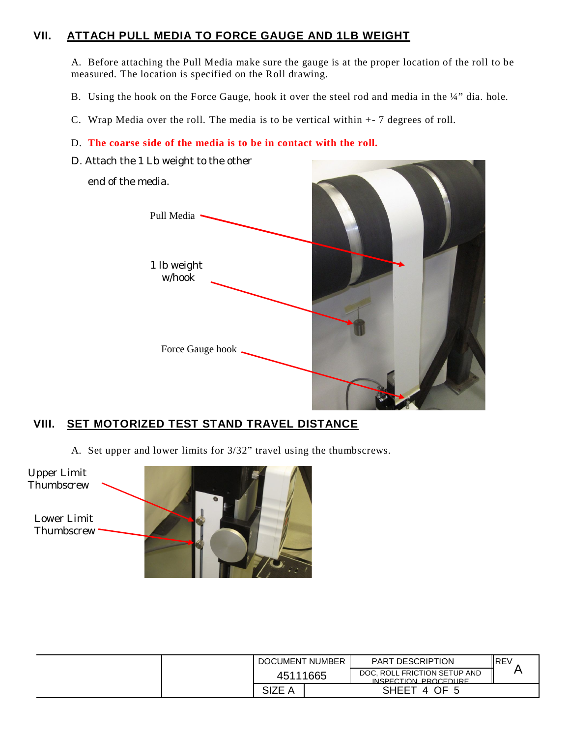## VII. ATTACH PULL MEDIA TO FORCE GAUGE AND 1LB WEIGHT

A. Before attaching the Pull Media make sure the gauge is at the proper location of the roll to be measured. The location is specified on the Roll drawing.

B. Using the hook on the Force Gauge, hook it over the steel rod and media in the ¼" dia. hole.

C. Wrap Media over the roll. The media is to be vertical within +- 7 degrees of roll.

D. **The coarse side of the media is to be in contact with the roll.**

D. Attach the 1 Lb weight to the other end of the media.

Pull Media

1 lb weight w/hook

Force Gauge hook

## VIII. SET MOTORIZED TEST STAND TRAVEL DISTANCE

A. Set upper and lower limits for 3/32" travel using the thumbscrews.

Upper Limit Thumbscrew

Lower Limit Thumbscrew

| | | DOCUMENT NUMBER | PART DESCRIPTION | REV |
|---|---|---|---|---|
| | | 45111665 | DOC, ROLL FRICTION SETUP AND INSPECTION PROCEDURE | A |
| | | SIZE A | SHEET 4 OF 5 | |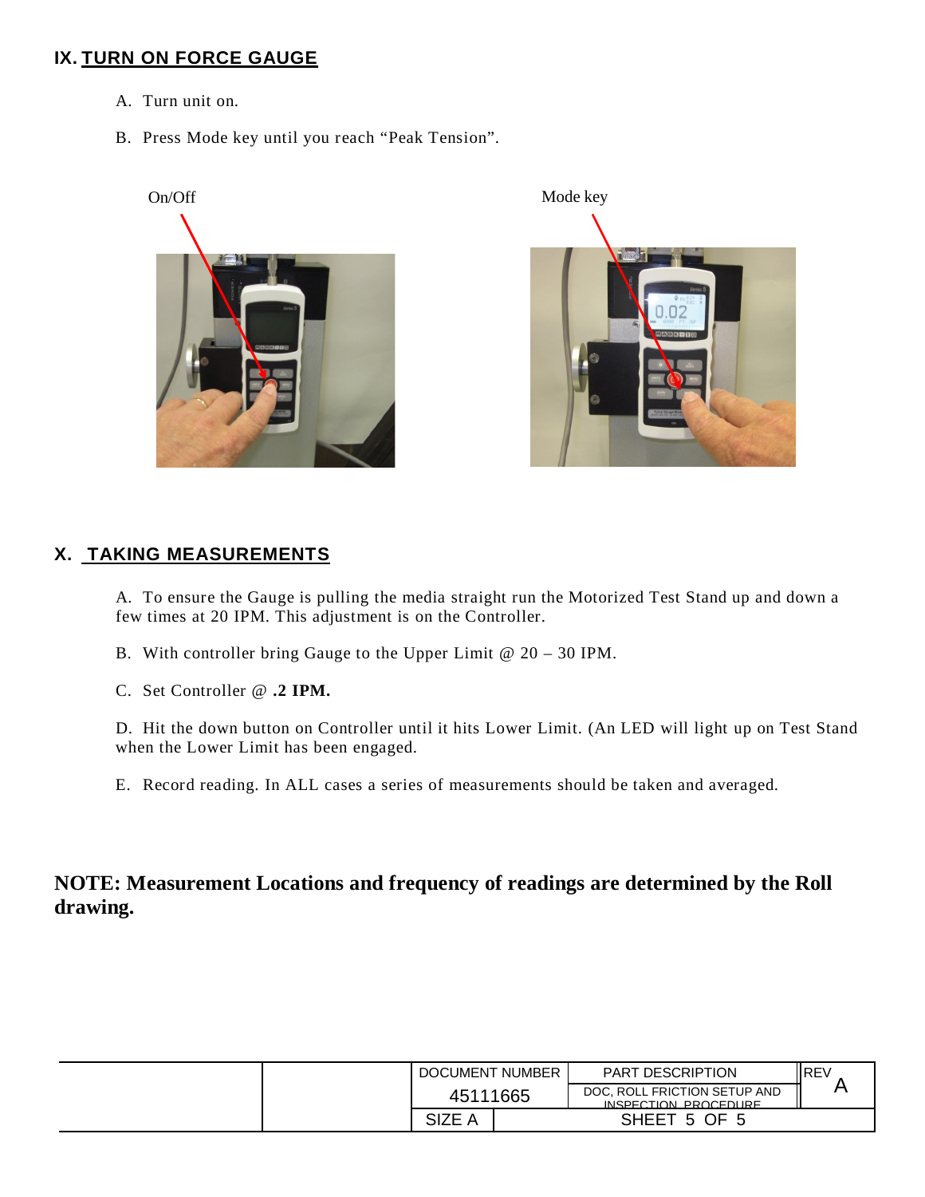## IX. TURN ON FORCE GAUGE

A. Turn unit on.

B. Press Mode key until you reach "Peak Tension".

On/Off

Mode key

## X. TAKING MEASUREMENTS

A. To ensure the Gauge is pulling the media straight run the Motorized Test Stand up and down a few times at 20 IPM. This adjustment is on the Controller.

B. With controller bring Gauge to the Upper Limit @ 20 – 30 IPM.

C. Set Controller @ **.2 IPM.**

D. Hit the down button on Controller until it hits Lower Limit. (An LED will light up on Test Stand when the Lower Limit has been engaged.

E. Record reading. In ALL cases a series of measurements should be taken and averaged.

**NOTE: Measurement Locations and frequency of readings are determined by the Roll drawing.**

| | | | | |
|---|---|---|---|---|
| | | DOCUMENT NUMBER 45111665 | PART DESCRIPTION DOC, ROLL FRICTION SETUP AND INSPECTION PROCEDURE | REV A |
| | | SIZE A | SHEET 5 OF 5 | |